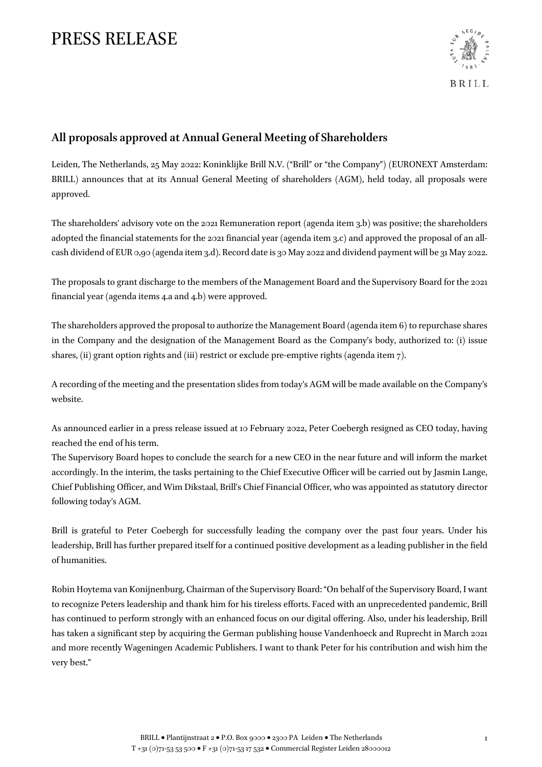# PRESS RELEASE

## All proposals approved at Annual General Meeting of Shareholders

Leiden, The Netherlands, 25 May 2022: Koninklijke Brill N.V. ("Brill" or "the Company") (EURONEXT Amsterdam: BRILL) announces that at its Annual General Meeting of shareholders (AGM), held today, all proposals were approved.

The shareholders' advisory vote on the 2021 Remuneration report (agenda item 3.b) was positive; the shareholders adopted the financial statements for the 2021 financial year (agenda item 3.c) and approved the proposal of an all-cash dividend of EUR 0,90 (agenda item 3.d). Record date is 30 May 2022 and dividend payment will be 31 May 2022.

The proposals to grant discharge to the members of the Management Board and the Supervisory Board for the 2021 financial year (agenda items 4.a and 4.b) were approved.

The shareholders approved the proposal to authorize the Management Board (agenda item 6) to repurchase shares in the Company and the designation of the Management Board as the Company's body, authorized to: (i) issue shares, (ii) grant option rights and (iii) restrict or exclude pre-emptive rights (agenda item 7).

A recording of the meeting and the presentation slides from today's AGM will be made available on the Company's website.

As announced earlier in a press release issued at 10 February 2022, Peter Coebergh resigned as CEO today, having reached the end of his term.
The Supervisory Board hopes to conclude the search for a new CEO in the near future and will inform the market accordingly. In the interim, the tasks pertaining to the Chief Executive Officer will be carried out by Jasmin Lange, Chief Publishing Officer, and Wim Dikstaal, Brill's Chief Financial Officer, who was appointed as statutory director following today's AGM.

Brill is grateful to Peter Coebergh for successfully leading the company over the past four years. Under his leadership, Brill has further prepared itself for a continued positive development as a leading publisher in the field of humanities.

Robin Hoytema van Konijnenburg, Chairman of the Supervisory Board: "On behalf of the Supervisory Board, I want to recognize Peters leadership and thank him for his tireless efforts. Faced with an unprecedented pandemic, Brill has continued to perform strongly with an enhanced focus on our digital offering. Also, under his leadership, Brill has taken a significant step by acquiring the German publishing house Vandenhoeck and Ruprecht in March 2021 and more recently Wageningen Academic Publishers. I want to thank Peter for his contribution and wish him the very best."

BRILL • Plantijnstraat 2 • P.O. Box 9000 • 2300 PA Leiden • The Netherlands
T +31 (0)71-53 53 500 • F +31 (0)71-53 17 532 • Commercial Register Leiden 28000012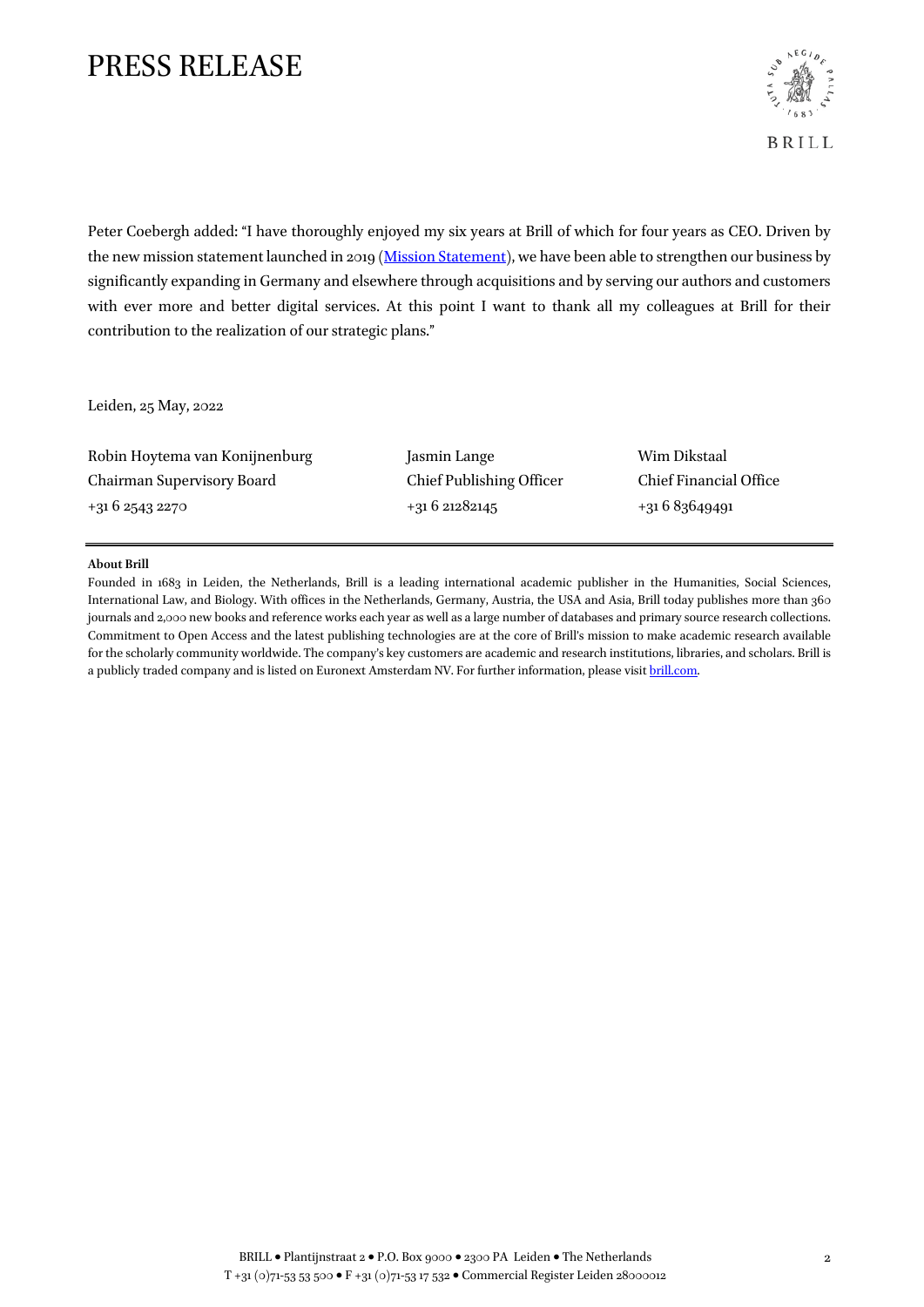# PRESS RELEASE

Peter Coebergh added: "I have thoroughly enjoyed my six years at Brill of which for four years as CEO. Driven by the new mission statement launched in 2019 ([Mission Statement](#)), we have been able to strengthen our business by significantly expanding in Germany and elsewhere through acquisitions and by serving our authors and customers with ever more and better digital services. At this point I want to thank all my colleagues at Brill for their contribution to the realization of our strategic plans."

Leiden, 25 May, 2022

| | | |
|---|---|---|
| Robin Hoytema van Konijnenburg | Jasmin Lange | Wim Dikstaal |
| Chairman Supervisory Board | Chief Publishing Officer | Chief Financial Office |
| +31 6 2543 2270 | +31 6 21282145 | +31 6 83649491 |

---

**About Brill**

Founded in 1683 in Leiden, the Netherlands, Brill is a leading international academic publisher in the Humanities, Social Sciences, International Law, and Biology. With offices in the Netherlands, Germany, Austria, the USA and Asia, Brill today publishes more than 360 journals and 2,000 new books and reference works each year as well as a large number of databases and primary source research collections. Commitment to Open Access and the latest publishing technologies are at the core of Brill's mission to make academic research available for the scholarly community worldwide. The company's key customers are academic and research institutions, libraries, and scholars. Brill is a publicly traded company and is listed on Euronext Amsterdam NV. For further information, please visit [brill.com](#).

BRILL • Plantijnstraat 2 • P.O. Box 9000 • 2300 PA Leiden • The Netherlands
T +31 (0)71-53 53 500 • F +31 (0)71-53 17 532 • Commercial Register Leiden 28000012